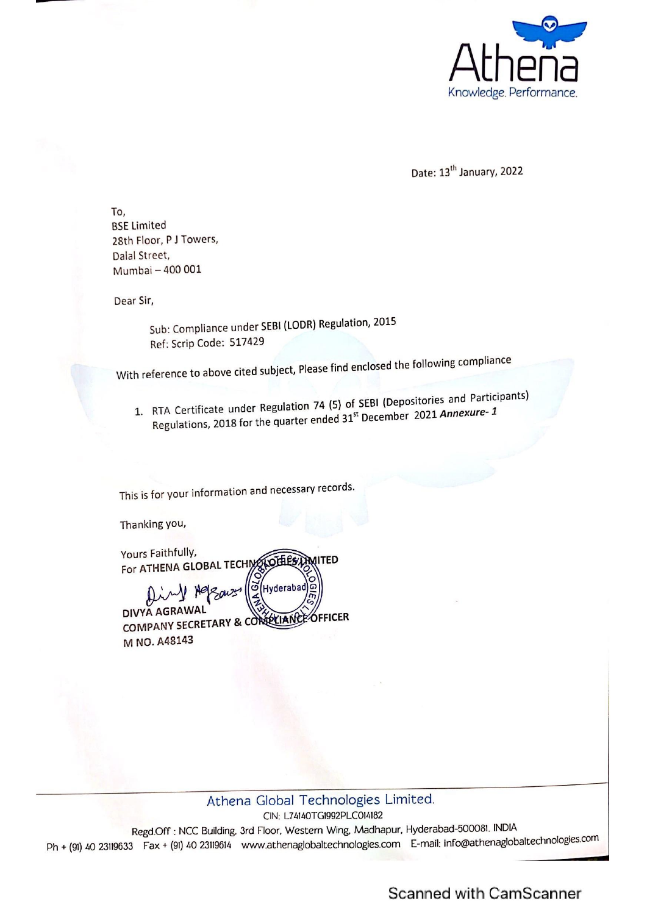Athena

Knowledge. Performance.

Date: 13th January, 2022

To,
BSE Limited
28th Floor, P J Towers,
Dalal Street,
Mumbai – 400 001

Dear Sir,

Sub: Compliance under SEBI (LODR) Regulation, 2015
Ref: Scrip Code: 517429

With reference to above cited subject, Please find enclosed the following compliance

1. RTA Certificate under Regulation 74 (5) of SEBI (Depositories and Participants) Regulations, 2018 for the quarter ended 31st December 2021 ***Annexure- 1***

This is for your information and necessary records.

Thanking you,

Yours Faithfully,
For ATHENA GLOBAL TECHNOLOGIES LIMITED

DIVYA AGRAWAL
COMPANY SECRETARY & COMPLIANCE OFFICER
M NO. A48143

Athena Global Technologies Limited.
CIN: L74140TG1992PLC014182
Regd.Off : NCC Building, 3rd Floor, Western Wing, Madhapur, Hyderabad-500081. INDIA
Ph + (91) 40 23119633 Fax + (91) 40 23119614 www.athenaglobaltechnologies.com E-mail: info@athenaglobaltechnologies.com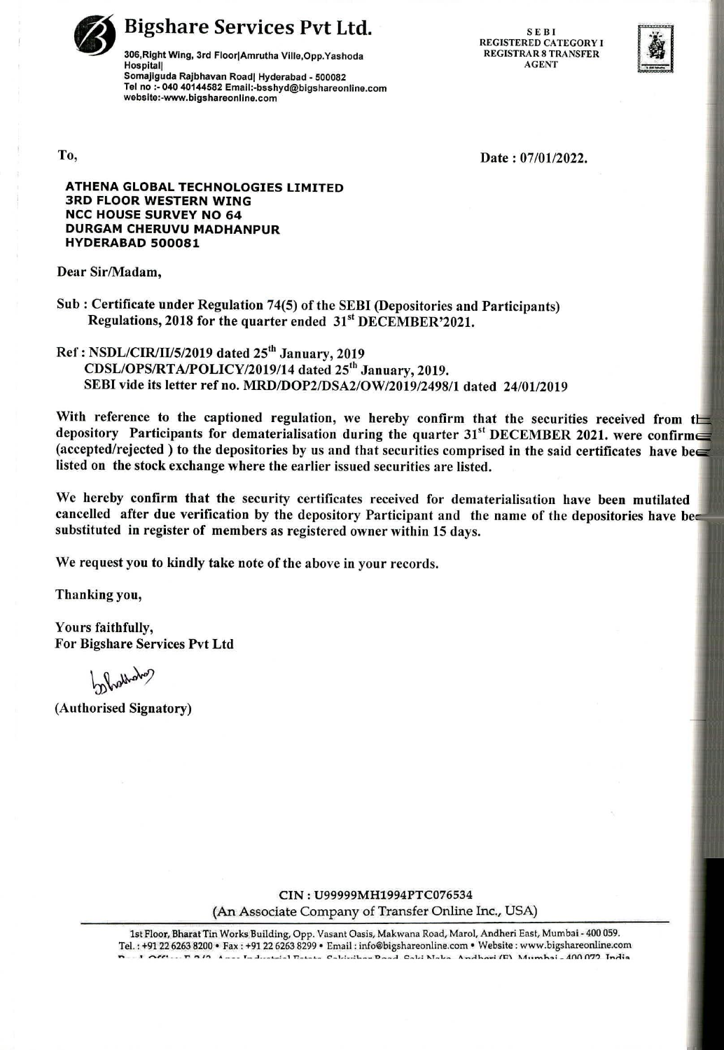# Bigshare Services Pvt Ltd.

306,Right Wing, 3rd Floor|Amrutha Ville,Opp.Yashoda Hospital|
Somajiguda Rajbhavan Road| Hyderabad - 500082
Tel no :- 040 40144582 Email:-bsshyd@bigshareonline.com
website:-www.bigshareonline.com

SEBI
REGISTERED CATEGORY I
REGISTRAR & TRANSFER
AGENT

To,

Date : 07/01/2022.

**ATHENA GLOBAL TECHNOLOGIES LIMITED**
**3RD FLOOR WESTERN WING**
**NCC HOUSE SURVEY NO 64**
**DURGAM CHERUVU MADHANPUR**
**HYDERABAD 500081**

Dear Sir/Madam,

**Sub : Certificate under Regulation 74(5) of the SEBI (Depositories and Participants) Regulations, 2018 for the quarter ended 31st DECEMBER'2021.**

**Ref : NSDL/CIR/II/5/2019 dated 25th January, 2019**
**CDSL/OPS/RTA/POLICY/2019/14 dated 25th January, 2019.**
**SEBI vide its letter ref no. MRD/DOP2/DSA2/OW/2019/2498/1 dated 24/01/2019**

With reference to the captioned regulation, we hereby confirm that the securities received from the depository Participants for dematerialisation during the quarter 31st DECEMBER 2021. were confirmed (accepted/rejected ) to the depositories by us and that securities comprised in the said certificates have been listed on the stock exchange where the earlier issued securities are listed.

We hereby confirm that the security certificates received for dematerialisation have been mutilated cancelled after due verification by the depository Participant and the name of the depositories have been substituted in register of members as registered owner within 15 days.

We request you to kindly take note of the above in your records.

Thanking you,

Yours faithfully,
For Bigshare Services Pvt Ltd

(Authorised Signatory)

CIN : U99999MH1994PTC076534
(An Associate Company of Transfer Online Inc., USA)

1st Floor, Bharat Tin Works Building, Opp. Vasant Oasis, Makwana Road, Marol, Andheri East, Mumbai - 400 059.
Tel. : +91 22 6263 8200 • Fax : +91 22 6263 8299 • Email : info@bigshareonline.com • Website : www.bigshareonline.com